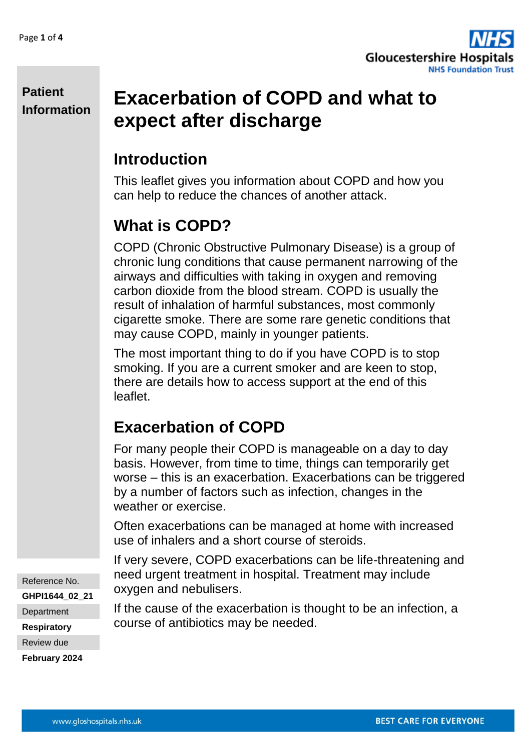**Patient Information**

# Exacerbation of COPD and what to expect after discharge

## Introduction

This leaflet gives you information about COPD and how you can help to reduce the chances of another attack.

## What is COPD?

COPD (Chronic Obstructive Pulmonary Disease) is a group of chronic lung conditions that cause permanent narrowing of the airways and difficulties with taking in oxygen and removing carbon dioxide from the blood stream. COPD is usually the result of inhalation of harmful substances, most commonly cigarette smoke. There are some rare genetic conditions that may cause COPD, mainly in younger patients.

The most important thing to do if you have COPD is to stop smoking. If you are a current smoker and are keen to stop, there are details how to access support at the end of this leaflet.

## Exacerbation of COPD

For many people their COPD is manageable on a day to day basis. However, from time to time, things can temporarily get worse – this is an exacerbation. Exacerbations can be triggered by a number of factors such as infection, changes in the weather or exercise.

Often exacerbations can be managed at home with increased use of inhalers and a short course of steroids.

If very severe, COPD exacerbations can be life-threatening and need urgent treatment in hospital. Treatment may include oxygen and nebulisers.

If the cause of the exacerbation is thought to be an infection, a course of antibiotics may be needed.

Reference No.
**GHPI1644_02_21**
Department
**Respiratory**
Review due
**February 2024**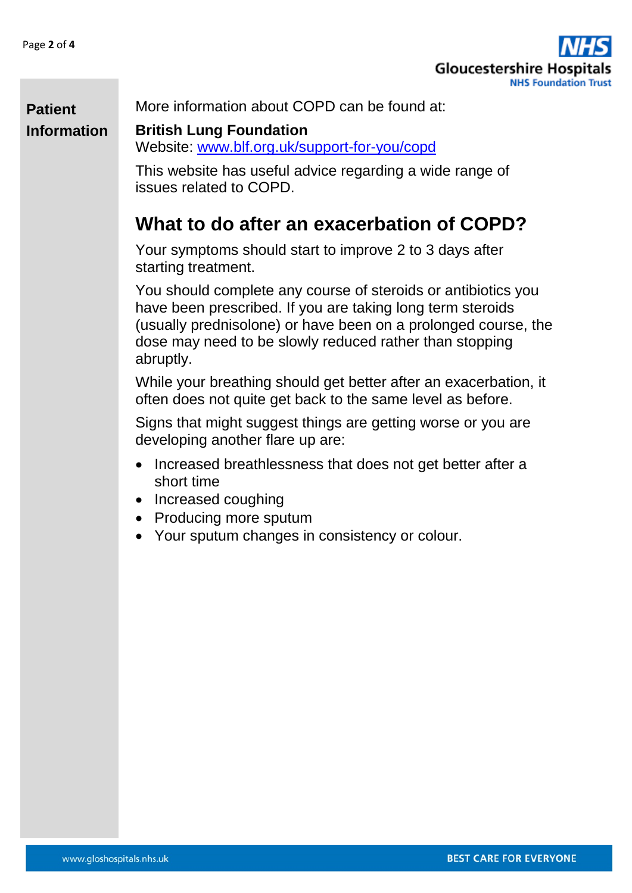More information about COPD can be found at:

**British Lung Foundation**
Website: [www.blf.org.uk/support-for-you/copd](www.blf.org.uk/support-for-you/copd)

This website has useful advice regarding a wide range of issues related to COPD.

## What to do after an exacerbation of COPD?

Your symptoms should start to improve 2 to 3 days after starting treatment.

You should complete any course of steroids or antibiotics you have been prescribed. If you are taking long term steroids (usually prednisolone) or have been on a prolonged course, the dose may need to be slowly reduced rather than stopping abruptly.

While your breathing should get better after an exacerbation, it often does not quite get back to the same level as before.

Signs that might suggest things are getting worse or you are developing another flare up are:

- Increased breathlessness that does not get better after a short time
- Increased coughing
- Producing more sputum
- Your sputum changes in consistency or colour.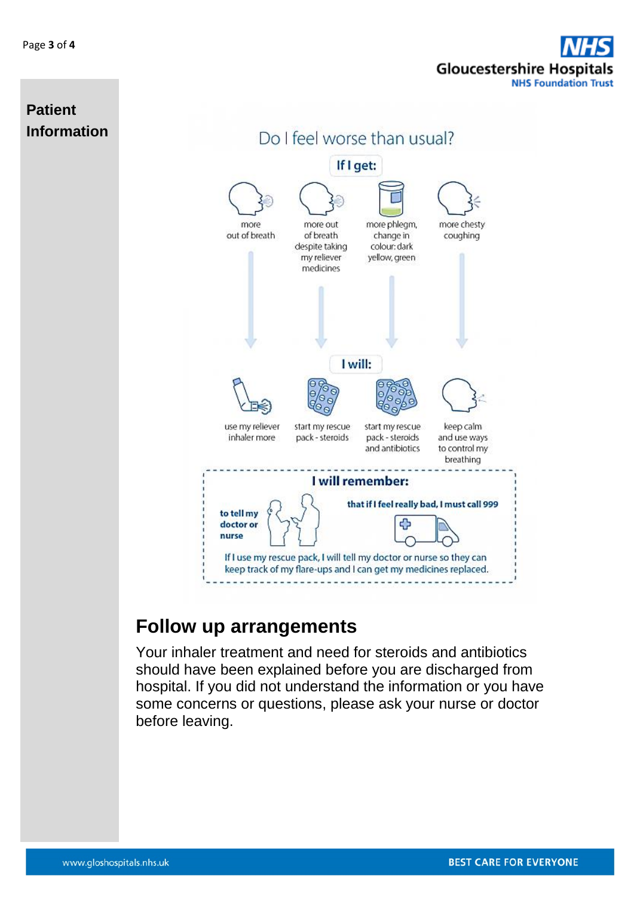**Patient Information**

## Do I feel worse than usual?

**If I get:**

- more out of breath
- more out of breath despite taking my reliever medicines
- more phlegm, change in colour: dark yellow, green
- more chesty coughing

**I will:**

- use my reliever inhaler more
- start my rescue pack - steroids
- start my rescue pack - steroids and antibiotics
- keep calm and use ways to control my breathing

**I will remember:**

**to tell my doctor or nurse**

**that if I feel really bad, I must call 999**

If I use my rescue pack, I will tell my doctor or nurse so they can keep track of my flare-ups and I can get my medicines replaced.

## Follow up arrangements

Your inhaler treatment and need for steroids and antibiotics should have been explained before you are discharged from hospital. If you did not understand the information or you have some concerns or questions, please ask your nurse or doctor before leaving.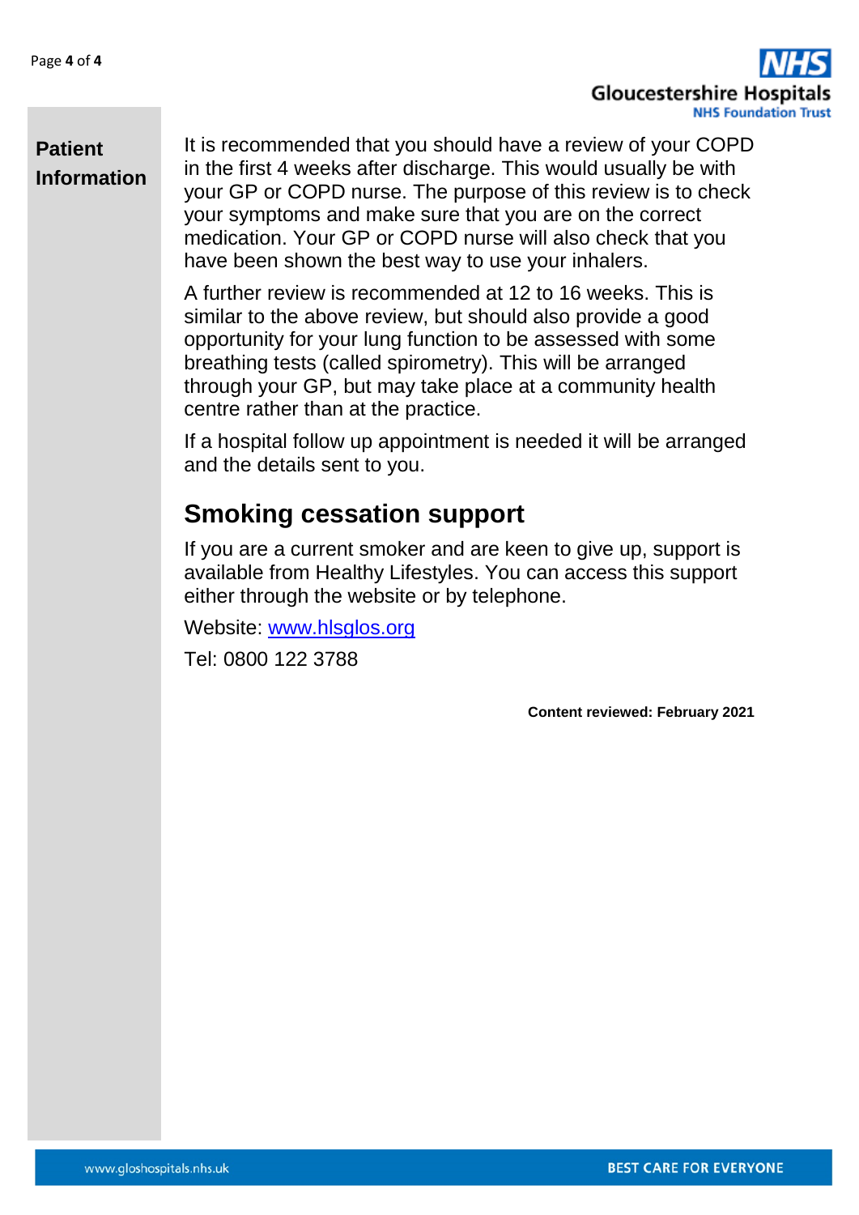It is recommended that you should have a review of your COPD in the first 4 weeks after discharge. This would usually be with your GP or COPD nurse. The purpose of this review is to check your symptoms and make sure that you are on the correct medication. Your GP or COPD nurse will also check that you have been shown the best way to use your inhalers.

A further review is recommended at 12 to 16 weeks. This is similar to the above review, but should also provide a good opportunity for your lung function to be assessed with some breathing tests (called spirometry). This will be arranged through your GP, but may take place at a community health centre rather than at the practice.

If a hospital follow up appointment is needed it will be arranged and the details sent to you.

## Smoking cessation support

If you are a current smoker and are keen to give up, support is available from Healthy Lifestyles. You can access this support either through the website or by telephone.

Website: [www.hlsglos.org](http://www.hlsglos.org)

Tel: 0800 122 3788

**Content reviewed: February 2021**